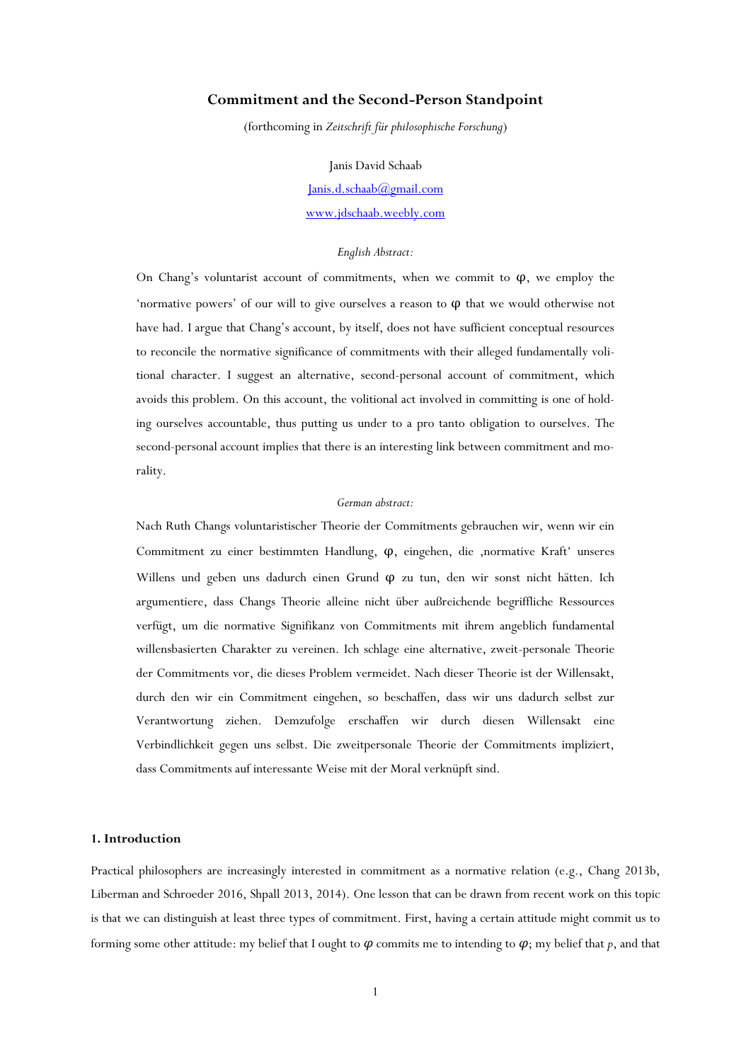# Commitment and the Second-Person Standpoint

(forthcoming in *Zeitschrift für philosophische Forschung*)

Janis David Schaab

Janis.d.schaab@gmail.com

www.jdschaab.weebly.com

*English Abstract:*

On Chang's voluntarist account of commitments, when we commit to φ, we employ the 'normative powers' of our will to give ourselves a reason to φ that we would otherwise not have had. I argue that Chang's account, by itself, does not have sufficient conceptual resources to reconcile the normative significance of commitments with their alleged fundamentally volitional character. I suggest an alternative, second-personal account of commitment, which avoids this problem. On this account, the volitional act involved in committing is one of holding ourselves accountable, thus putting us under to a pro tanto obligation to ourselves. The second-personal account implies that there is an interesting link between commitment and morality.

*German abstract:*

Nach Ruth Changs voluntaristischer Theorie der Commitments gebrauchen wir, wenn wir ein Commitment zu einer bestimmten Handlung, φ, eingehen, die ‚normative Kraft' unseres Willens und geben uns dadurch einen Grund φ zu tun, den wir sonst nicht hätten. Ich argumentiere, dass Changs Theorie alleine nicht über außreichende begriffliche Ressourcen verfügt, um die normative Signifikanz von Commitments mit ihrem angeblich fundamental willensbasierten Charakter zu vereinen. Ich schlage eine alternative, zweit-personale Theorie der Commitments vor, die dieses Problem vermeidet. Nach dieser Theorie ist der Willensakt, durch den wir ein Commitment eingehen, so beschaffen, dass wir uns dadurch selbst zur Verantwortung ziehen. Demzufolge erschaffen wir durch diesen Willensakt eine Verbindlichkeit gegen uns selbst. Die zweitpersonale Theorie der Commitments impliziert, dass Commitments auf interessante Weise mit der Moral verknüpft sind.

## 1. Introduction

Practical philosophers are increasingly interested in commitment as a normative relation (e.g., Chang 2013b, Liberman and Schroeder 2016, Shpall 2013, 2014). One lesson that can be drawn from recent work on this topic is that we can distinguish at least three types of commitment. First, having a certain attitude might commit us to forming some other attitude: my belief that I ought to $\varphi$ commits me to intending to $\varphi$; my belief that $p$, and that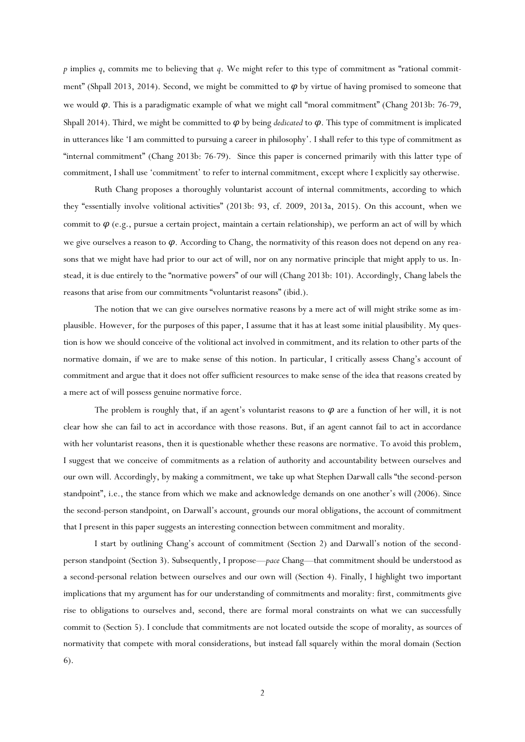*p* implies *q*, commits me to believing that *q*. We might refer to this type of commitment as "rational commitment" (Shpall 2013, 2014). Second, we might be committed to $\varphi$ by virtue of having promised to someone that we would $\varphi$. This is a paradigmatic example of what we might call "moral commitment" (Chang 2013b: 76-79, Shpall 2014). Third, we might be committed to $\varphi$ by being *dedicated* to $\varphi$. This type of commitment is implicated in utterances like 'I am committed to pursuing a career in philosophy'. I shall refer to this type of commitment as "internal commitment" (Chang 2013b: 76-79). Since this paper is concerned primarily with this latter type of commitment, I shall use 'commitment' to refer to internal commitment, except where I explicitly say otherwise.

Ruth Chang proposes a thoroughly voluntarist account of internal commitments, according to which they "essentially involve volitional activities" (2013b: 93, cf. 2009, 2013a, 2015). On this account, when we commit to $\varphi$ (e.g., pursue a certain project, maintain a certain relationship), we perform an act of will by which we give ourselves a reason to $\varphi$. According to Chang, the normativity of this reason does not depend on any reasons that we might have had prior to our act of will, nor on any normative principle that might apply to us. Instead, it is due entirely to the "normative powers" of our will (Chang 2013b: 101). Accordingly, Chang labels the reasons that arise from our commitments "voluntarist reasons" (ibid.).

The notion that we can give ourselves normative reasons by a mere act of will might strike some as implausible. However, for the purposes of this paper, I assume that it has at least some initial plausibility. My question is how we should conceive of the volitional act involved in commitment, and its relation to other parts of the normative domain, if we are to make sense of this notion. In particular, I critically assess Chang's account of commitment and argue that it does not offer sufficient resources to make sense of the idea that reasons created by a mere act of will possess genuine normative force.

The problem is roughly that, if an agent's voluntarist reasons to $\varphi$ are a function of her will, it is not clear how she can fail to act in accordance with those reasons. But, if an agent cannot fail to act in accordance with her voluntarist reasons, then it is questionable whether these reasons are normative. To avoid this problem, I suggest that we conceive of commitments as a relation of authority and accountability between ourselves and our own will. Accordingly, by making a commitment, we take up what Stephen Darwall calls "the second-person standpoint", i.e., the stance from which we make and acknowledge demands on one another's will (2006). Since the second-person standpoint, on Darwall's account, grounds our moral obligations, the account of commitment that I present in this paper suggests an interesting connection between commitment and morality.

I start by outlining Chang's account of commitment (Section 2) and Darwall's notion of the second-person standpoint (Section 3). Subsequently, I propose—*pace* Chang—that commitment should be understood as a second-personal relation between ourselves and our own will (Section 4). Finally, I highlight two important implications that my argument has for our understanding of commitments and morality: first, commitments give rise to obligations to ourselves and, second, there are formal moral constraints on what we can successfully commit to (Section 5). I conclude that commitments are not located outside the scope of morality, as sources of normativity that compete with moral considerations, but instead fall squarely within the moral domain (Section 6).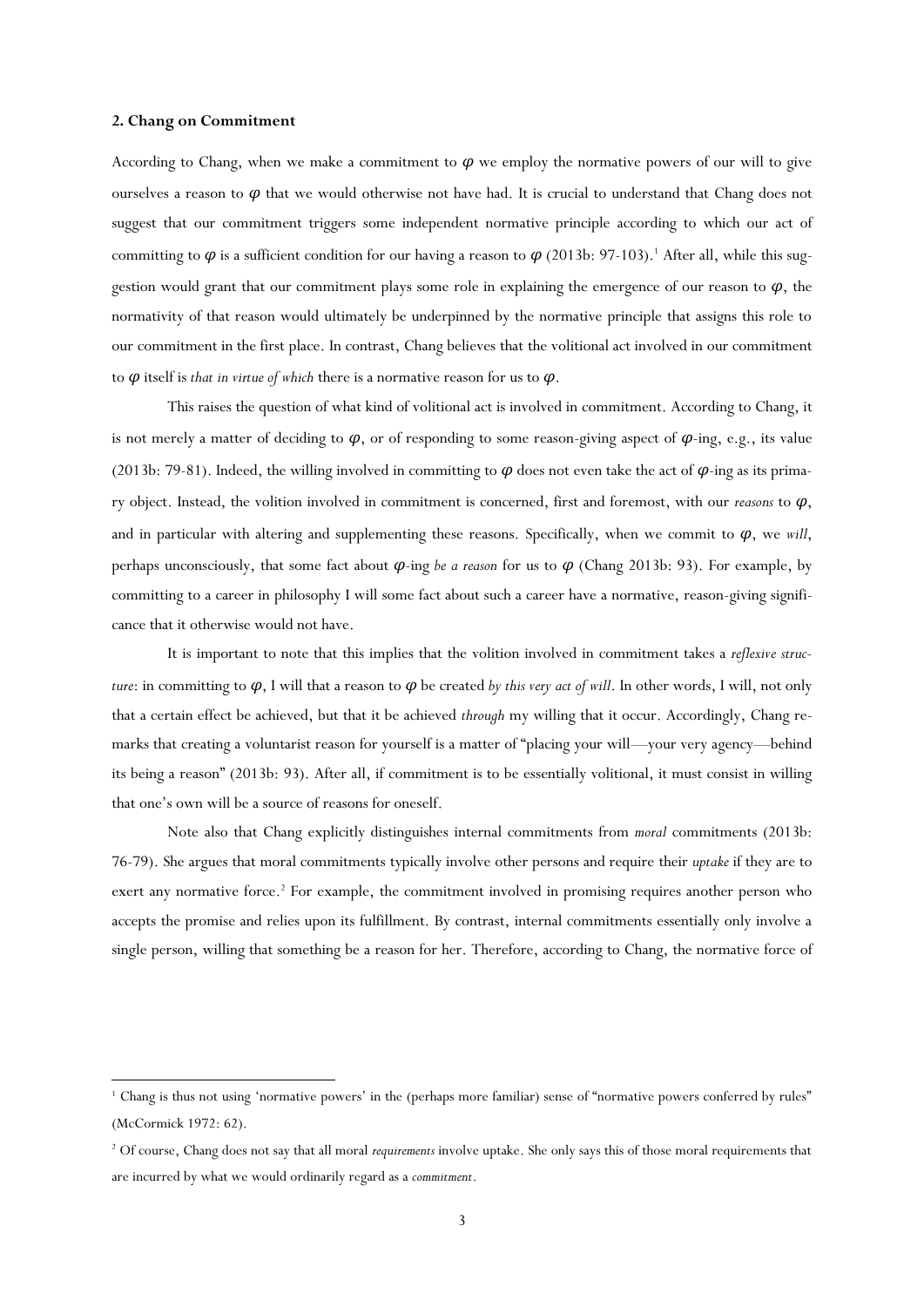**2. Chang on Commitment**

According to Chang, when we make a commitment to $\varphi$ we employ the normative powers of our will to give ourselves a reason to $\varphi$ that we would otherwise not have had. It is crucial to understand that Chang does not suggest that our commitment triggers some independent normative principle according to which our act of committing to $\varphi$ is a sufficient condition for our having a reason to $\varphi$ (2013b: 97-103).[1] After all, while this suggestion would grant that our commitment plays some role in explaining the emergence of our reason to $\varphi$, the normativity of that reason would ultimately be underpinned by the normative principle that assigns this role to our commitment in the first place. In contrast, Chang believes that the volitional act involved in our commitment to $\varphi$ itself is *that in virtue of which* there is a normative reason for us to $\varphi$.

This raises the question of what kind of volitional act is involved in commitment. According to Chang, it is not merely a matter of deciding to $\varphi$, or of responding to some reason-giving aspect of $\varphi$-ing, e.g., its value (2013b: 79-81). Indeed, the willing involved in committing to $\varphi$ does not even take the act of $\varphi$-ing as its primary object. Instead, the volition involved in commitment is concerned, first and foremost, with our *reasons* to $\varphi$, and in particular with altering and supplementing these reasons. Specifically, when we commit to $\varphi$, we *will*, perhaps unconsciously, that some fact about $\varphi$-ing *be a reason* for us to $\varphi$ (Chang 2013b: 93). For example, by committing to a career in philosophy I will some fact about such a career have a normative, reason-giving significance that it otherwise would not have.

It is important to note that this implies that the volition involved in commitment takes a *reflexive structure*: in committing to $\varphi$, I will that a reason to $\varphi$ be created *by this very act of will*. In other words, I will, not only that a certain effect be achieved, but that it be achieved *through* my willing that it occur. Accordingly, Chang remarks that creating a voluntarist reason for yourself is a matter of "placing your will—your very agency—behind its being a reason" (2013b: 93). After all, if commitment is to be essentially volitional, it must consist in willing that one's own will be a source of reasons for oneself.

Note also that Chang explicitly distinguishes internal commitments from *moral* commitments (2013b: 76-79). She argues that moral commitments typically involve other persons and require their *uptake* if they are to exert any normative force.[2] For example, the commitment involved in promising requires another person who accepts the promise and relies upon its fulfillment. By contrast, internal commitments essentially only involve a single person, willing that something be a reason for her. Therefore, according to Chang, the normative force of

---

[1] Chang is thus not using 'normative powers' in the (perhaps more familiar) sense of "normative powers conferred by rules" (McCormick 1972: 62).

[2] Of course, Chang does not say that all moral *requirements* involve uptake. She only says this of those moral requirements that are incurred by what we would ordinarily regard as a *commitment*.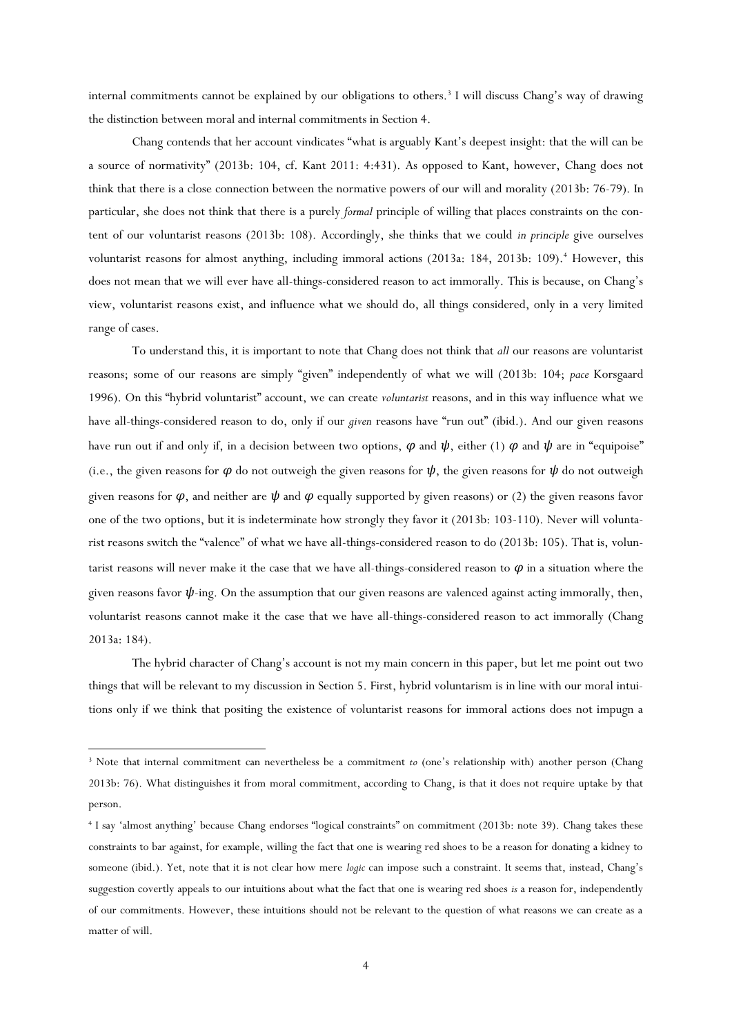internal commitments cannot be explained by our obligations to others.[3] I will discuss Chang's way of drawing the distinction between moral and internal commitments in Section 4.

Chang contends that her account vindicates "what is arguably Kant's deepest insight: that the will can be a source of normativity" (2013b: 104, cf. Kant 2011: 4:431). As opposed to Kant, however, Chang does not think that there is a close connection between the normative powers of our will and morality (2013b: 76-79). In particular, she does not think that there is a purely *formal* principle of willing that places constraints on the content of our voluntarist reasons (2013b: 108). Accordingly, she thinks that we could *in principle* give ourselves voluntarist reasons for almost anything, including immoral actions (2013a: 184, 2013b: 109).[4] However, this does not mean that we will ever have all-things-considered reason to act immorally. This is because, on Chang's view, voluntarist reasons exist, and influence what we should do, all things considered, only in a very limited range of cases.

To understand this, it is important to note that Chang does not think that *all* our reasons are voluntarist reasons; some of our reasons are simply "given" independently of what we will (2013b: 104; *pace* Korsgaard 1996). On this "hybrid voluntarist" account, we can create *voluntarist* reasons, and in this way influence what we have all-things-considered reason to do, only if our *given* reasons have "run out" (ibid.). And our given reasons have run out if and only if, in a decision between two options, $\varphi$ and $\psi$, either (1) $\varphi$ and $\psi$ are in "equipoise" (i.e., the given reasons for $\varphi$ do not outweigh the given reasons for $\psi$, the given reasons for $\psi$ do not outweigh given reasons for $\varphi$, and neither are $\psi$ and $\varphi$ equally supported by given reasons) or (2) the given reasons favor one of the two options, but it is indeterminate how strongly they favor it (2013b: 103-110). Never will voluntarist reasons switch the "valence" of what we have all-things-considered reason to do (2013b: 105). That is, voluntarist reasons will never make it the case that we have all-things-considered reason to $\varphi$ in a situation where the given reasons favor $\psi$-ing. On the assumption that our given reasons are valenced against acting immorally, then, voluntarist reasons cannot make it the case that we have all-things-considered reason to act immorally (Chang 2013a: 184).

The hybrid character of Chang's account is not my main concern in this paper, but let me point out two things that will be relevant to my discussion in Section 5. First, hybrid voluntarism is in line with our moral intuitions only if we think that positing the existence of voluntarist reasons for immoral actions does not impugn a

---

[3] Note that internal commitment can nevertheless be a commitment *to* (one's relationship with) another person (Chang 2013b: 76). What distinguishes it from moral commitment, according to Chang, is that it does not require uptake by that person.

[4] I say 'almost anything' because Chang endorses "logical constraints" on commitment (2013b: note 39). Chang takes these constraints to bar against, for example, willing the fact that one is wearing red shoes to be a reason for donating a kidney to someone (ibid.). Yet, note that it is not clear how mere *logic* can impose such a constraint. It seems that, instead, Chang's suggestion covertly appeals to our intuitions about what the fact that one is wearing red shoes *is* a reason for, independently of our commitments. However, these intuitions should not be relevant to the question of what reasons we can create as a matter of will.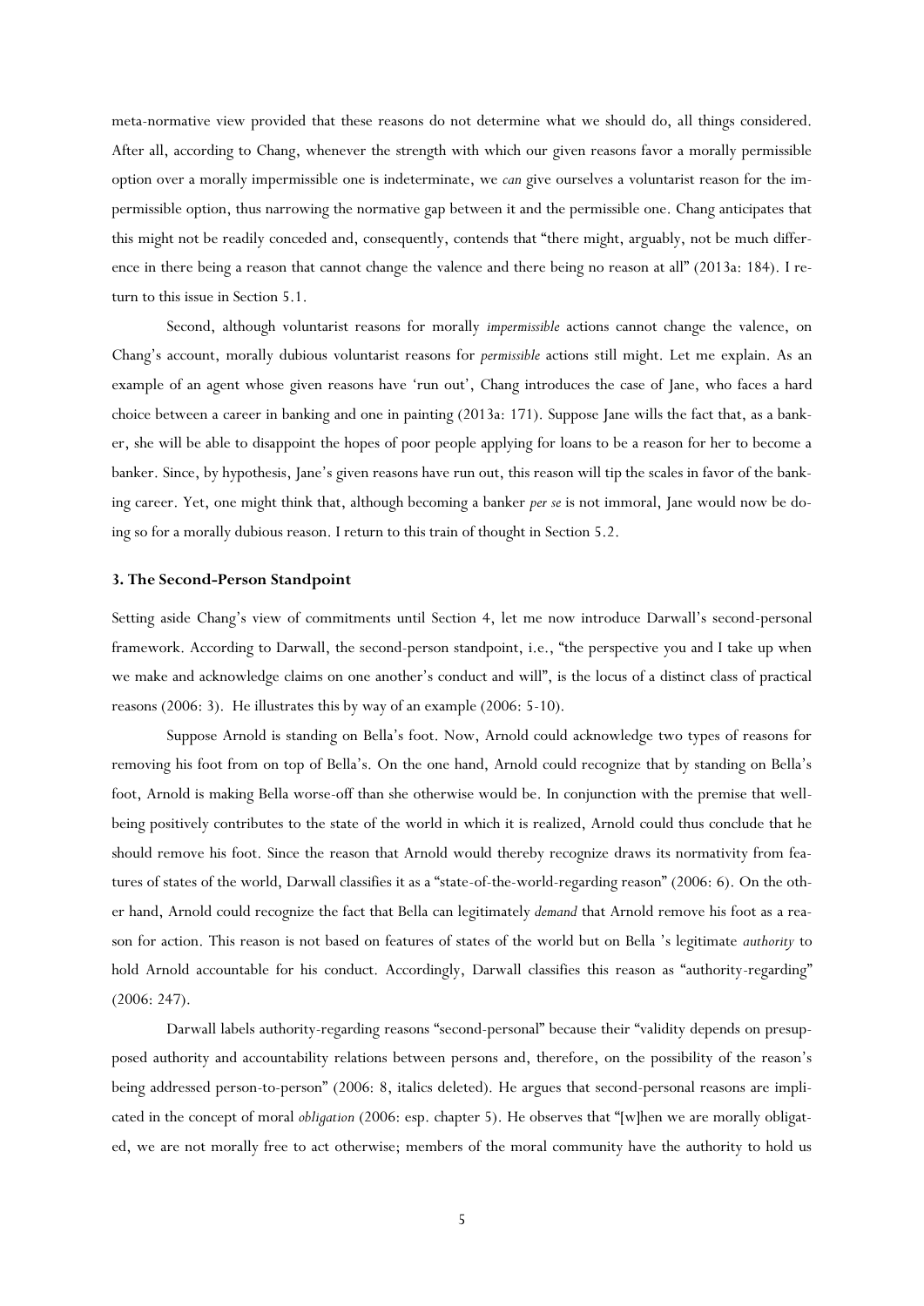meta-normative view provided that these reasons do not determine what we should do, all things considered. After all, according to Chang, whenever the strength with which our given reasons favor a morally permissible option over a morally impermissible one is indeterminate, we *can* give ourselves a voluntarist reason for the impermissible option, thus narrowing the normative gap between it and the permissible one. Chang anticipates that this might not be readily conceded and, consequently, contends that "there might, arguably, not be much difference in there being a reason that cannot change the valence and there being no reason at all" (2013a: 184). I return to this issue in Section 5.1.

Second, although voluntarist reasons for morally *impermissible* actions cannot change the valence, on Chang's account, morally dubious voluntarist reasons for *permissible* actions still might. Let me explain. As an example of an agent whose given reasons have 'run out', Chang introduces the case of Jane, who faces a hard choice between a career in banking and one in painting (2013a: 171). Suppose Jane wills the fact that, as a banker, she will be able to disappoint the hopes of poor people applying for loans to be a reason for her to become a banker. Since, by hypothesis, Jane's given reasons have run out, this reason will tip the scales in favor of the banking career. Yet, one might think that, although becoming a banker *per se* is not immoral, Jane would now be doing so for a morally dubious reason. I return to this train of thought in Section 5.2.

### 3. The Second-Person Standpoint

Setting aside Chang's view of commitments until Section 4, let me now introduce Darwall's second-personal framework. According to Darwall, the second-person standpoint, i.e., "the perspective you and I take up when we make and acknowledge claims on one another's conduct and will", is the locus of a distinct class of practical reasons (2006: 3). He illustrates this by way of an example (2006: 5-10).

Suppose Arnold is standing on Bella's foot. Now, Arnold could acknowledge two types of reasons for removing his foot from on top of Bella's. On the one hand, Arnold could recognize that by standing on Bella's foot, Arnold is making Bella worse-off than she otherwise would be. In conjunction with the premise that well-being positively contributes to the state of the world in which it is realized, Arnold could thus conclude that he should remove his foot. Since the reason that Arnold would thereby recognize draws its normativity from features of states of the world, Darwall classifies it as a "state-of-the-world-regarding reason" (2006: 6). On the other hand, Arnold could recognize the fact that Bella can legitimately *demand* that Arnold remove his foot as a reason for action. This reason is not based on features of states of the world but on Bella 's legitimate *authority* to hold Arnold accountable for his conduct. Accordingly, Darwall classifies this reason as "authority-regarding" (2006: 247).

Darwall labels authority-regarding reasons "second-personal" because their "validity depends on presupposed authority and accountability relations between persons and, therefore, on the possibility of the reason's being addressed person-to-person" (2006: 8, italics deleted). He argues that second-personal reasons are implicated in the concept of moral *obligation* (2006: esp. chapter 5). He observes that "[w]hen we are morally obligated, we are not morally free to act otherwise; members of the moral community have the authority to hold us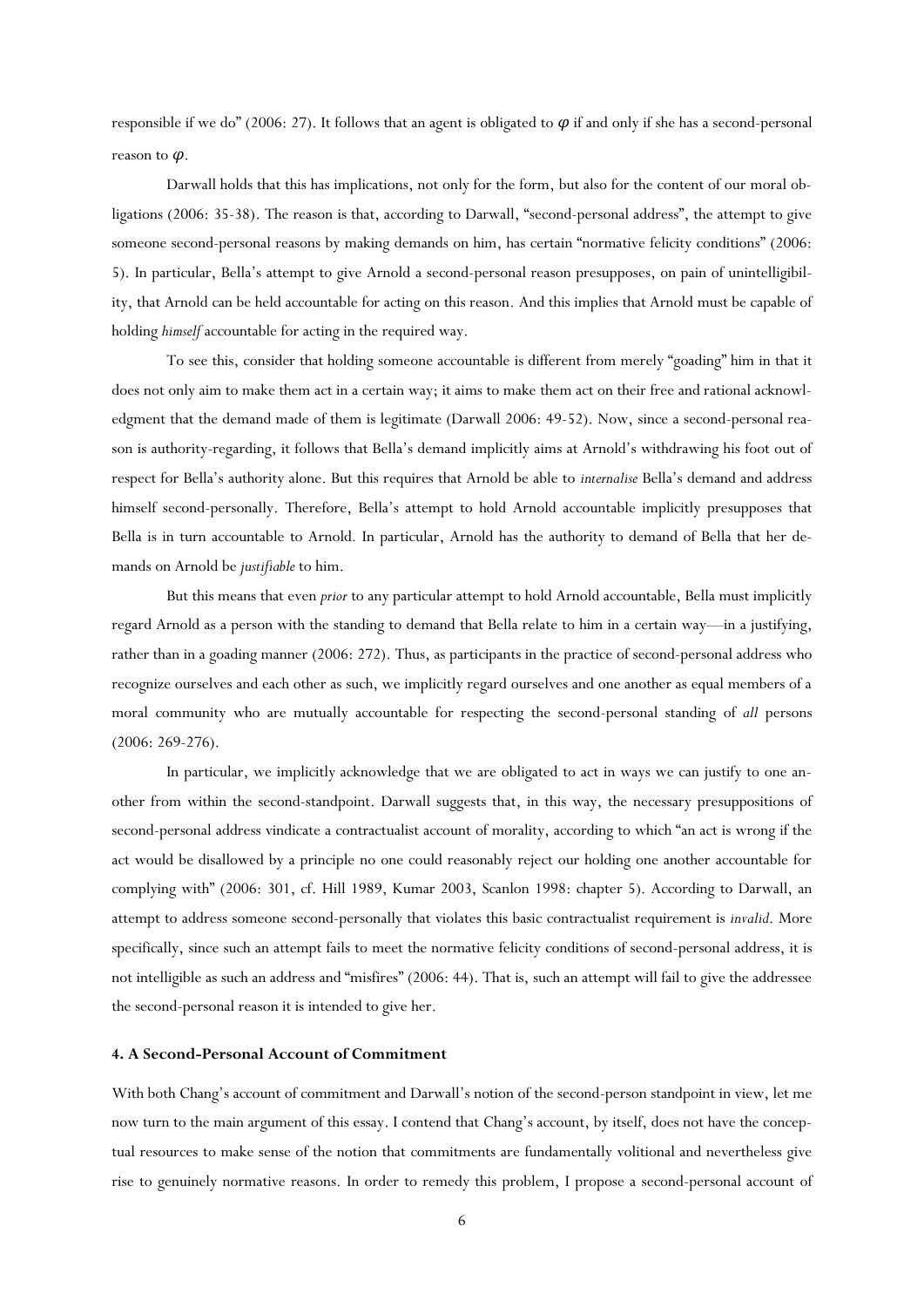responsible if we do" (2006: 27). It follows that an agent is obligated to $\varphi$ if and only if she has a second-personal reason to $\varphi$.

Darwall holds that this has implications, not only for the form, but also for the content of our moral obligations (2006: 35-38). The reason is that, according to Darwall, "second-personal address", the attempt to give someone second-personal reasons by making demands on him, has certain "normative felicity conditions" (2006: 5). In particular, Bella's attempt to give Arnold a second-personal reason presupposes, on pain of unintelligibility, that Arnold can be held accountable for acting on this reason. And this implies that Arnold must be capable of holding *himself* accountable for acting in the required way.

To see this, consider that holding someone accountable is different from merely "goading" him in that it does not only aim to make them act in a certain way; it aims to make them act on their free and rational acknowledgment that the demand made of them is legitimate (Darwall 2006: 49-52). Now, since a second-personal reason is authority-regarding, it follows that Bella's demand implicitly aims at Arnold's withdrawing his foot out of respect for Bella's authority alone. But this requires that Arnold be able to *internalise* Bella's demand and address himself second-personally. Therefore, Bella's attempt to hold Arnold accountable implicitly presupposes that Bella is in turn accountable to Arnold. In particular, Arnold has the authority to demand of Bella that her demands on Arnold be *justifiable* to him.

But this means that even *prior* to any particular attempt to hold Arnold accountable, Bella must implicitly regard Arnold as a person with the standing to demand that Bella relate to him in a certain way—in a justifying, rather than in a goading manner (2006: 272). Thus, as participants in the practice of second-personal address who recognize ourselves and each other as such, we implicitly regard ourselves and one another as equal members of a moral community who are mutually accountable for respecting the second-personal standing of *all* persons (2006: 269-276).

In particular, we implicitly acknowledge that we are obligated to act in ways we can justify to one another from within the second-standpoint. Darwall suggests that, in this way, the necessary presuppositions of second-personal address vindicate a contractualist account of morality, according to which "an act is wrong if the act would be disallowed by a principle no one could reasonably reject our holding one another accountable for complying with" (2006: 301, cf. Hill 1989, Kumar 2003, Scanlon 1998: chapter 5). According to Darwall, an attempt to address someone second-personally that violates this basic contractualist requirement is *invalid*. More specifically, since such an attempt fails to meet the normative felicity conditions of second-personal address, it is not intelligible as such an address and "misfires" (2006: 44). That is, such an attempt will fail to give the addressee the second-personal reason it is intended to give her.

#### 4. A Second-Personal Account of Commitment

With both Chang's account of commitment and Darwall's notion of the second-person standpoint in view, let me now turn to the main argument of this essay. I contend that Chang's account, by itself, does not have the conceptual resources to make sense of the notion that commitments are fundamentally volitional and nevertheless give rise to genuinely normative reasons. In order to remedy this problem, I propose a second-personal account of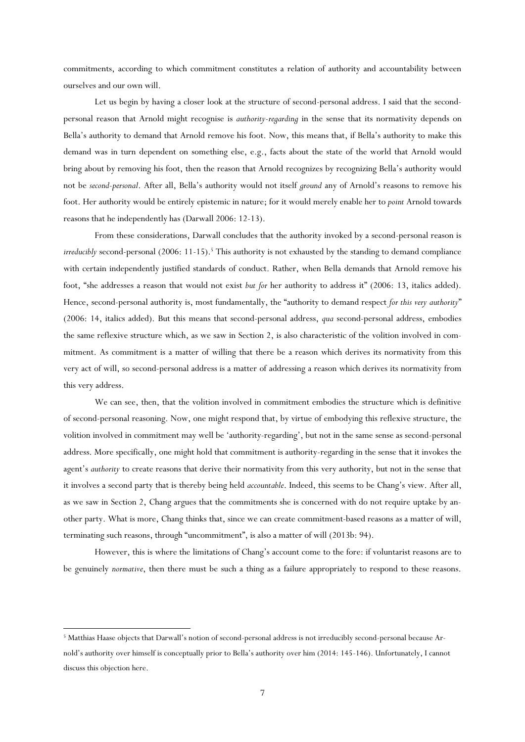commitments, according to which commitment constitutes a relation of authority and accountability between ourselves and our own will.

Let us begin by having a closer look at the structure of second-personal address. I said that the second-personal reason that Arnold might recognise is *authority-regarding* in the sense that its normativity depends on Bella's authority to demand that Arnold remove his foot. Now, this means that, if Bella's authority to make this demand was in turn dependent on something else, e.g., facts about the state of the world that Arnold would bring about by removing his foot, then the reason that Arnold recognizes by recognizing Bella's authority would not be *second-personal*. After all, Bella's authority would not itself *ground* any of Arnold's reasons to remove his foot. Her authority would be entirely epistemic in nature; for it would merely enable her to *point* Arnold towards reasons that he independently has (Darwall 2006: 12-13).

From these considerations, Darwall concludes that the authority invoked by a second-personal reason is *irreducibly* second-personal (2006: 11-15).[5] This authority is not exhausted by the standing to demand compliance with certain independently justified standards of conduct. Rather, when Bella demands that Arnold remove his foot, "she addresses a reason that would not exist *but for* her authority to address it" (2006: 13, italics added). Hence, second-personal authority is, most fundamentally, the "authority to demand respect *for this very authority*" (2006: 14, italics added). But this means that second-personal address, *qua* second-personal address, embodies the same reflexive structure which, as we saw in Section 2, is also characteristic of the volition involved in commitment. As commitment is a matter of willing that there be a reason which derives its normativity from this very act of will, so second-personal address is a matter of addressing a reason which derives its normativity from this very address.

We can see, then, that the volition involved in commitment embodies the structure which is definitive of second-personal reasoning. Now, one might respond that, by virtue of embodying this reflexive structure, the volition involved in commitment may well be 'authority-regarding', but not in the same sense as second-personal address. More specifically, one might hold that commitment is authority-regarding in the sense that it invokes the agent's *authority* to create reasons that derive their normativity from this very authority, but not in the sense that it involves a second party that is thereby being held *accountable*. Indeed, this seems to be Chang's view. After all, as we saw in Section 2, Chang argues that the commitments she is concerned with do not require uptake by another party. What is more, Chang thinks that, since we can create commitment-based reasons as a matter of will, terminating such reasons, through "uncommitment", is also a matter of will (2013b: 94).

However, this is where the limitations of Chang's account come to the fore: if voluntarist reasons are to be genuinely *normative*, then there must be such a thing as a failure appropriately to respond to these reasons.

[5] Matthias Haase objects that Darwall's notion of second-personal address is not irreducibly second-personal because Arnold's authority over himself is conceptually prior to Bella's authority over him (2014: 145-146). Unfortunately, I cannot discuss this objection here.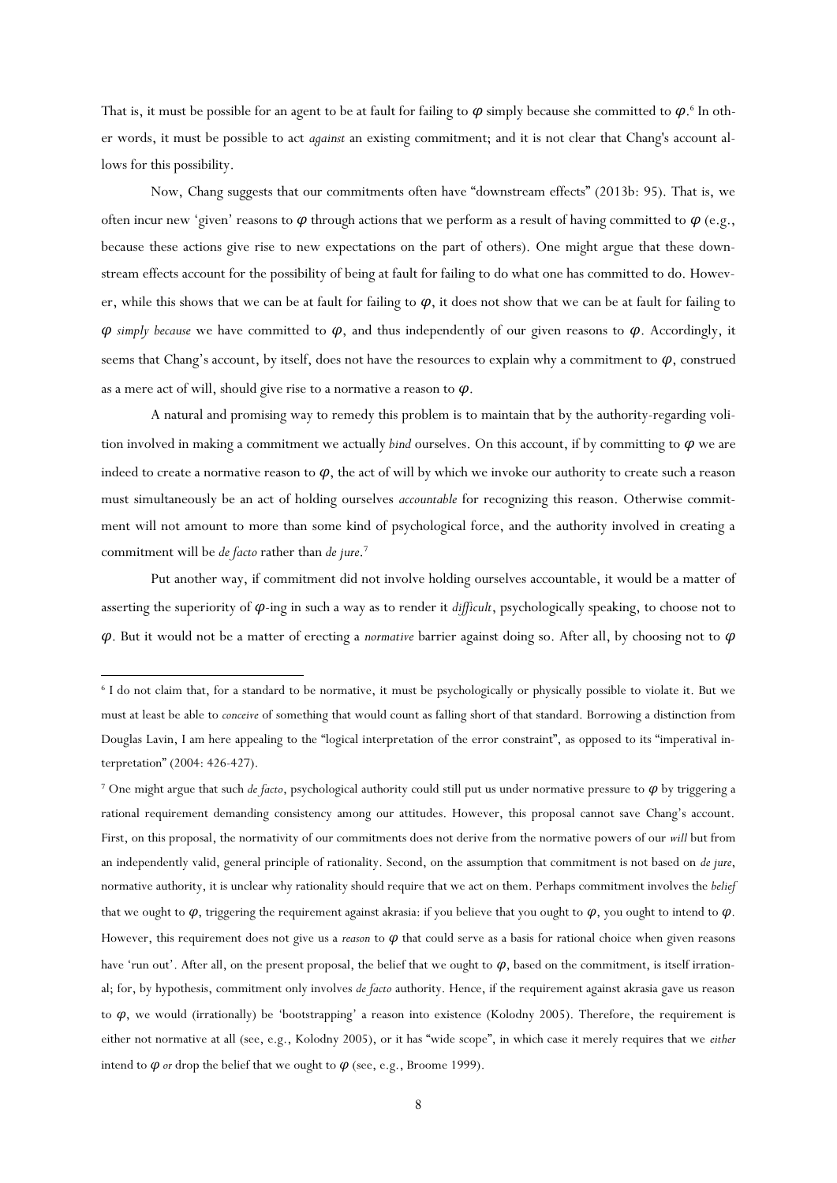That is, it must be possible for an agent to be at fault for failing to $\varphi$ simply because she committed to $\varphi$.[6] In other words, it must be possible to act *against* an existing commitment; and it is not clear that Chang's account allows for this possibility.

Now, Chang suggests that our commitments often have "downstream effects" (2013b: 95). That is, we often incur new 'given' reasons to $\varphi$ through actions that we perform as a result of having committed to $\varphi$ (e.g., because these actions give rise to new expectations on the part of others). One might argue that these downstream effects account for the possibility of being at fault for failing to do what one has committed to do. However, while this shows that we can be at fault for failing to $\varphi$, it does not show that we can be at fault for failing to $\varphi$ *simply because* we have committed to $\varphi$, and thus independently of our given reasons to $\varphi$. Accordingly, it seems that Chang's account, by itself, does not have the resources to explain why a commitment to $\varphi$, construed as a mere act of will, should give rise to a normative reason to $\varphi$.

A natural and promising way to remedy this problem is to maintain that by the authority-regarding volition involved in making a commitment we actually *bind* ourselves. On this account, if by committing to $\varphi$ we are indeed to create a normative reason to $\varphi$, the act of will by which we invoke our authority to create such a reason must simultaneously be an act of holding ourselves *accountable* for recognizing this reason. Otherwise commitment will not amount to more than some kind of psychological force, and the authority involved in creating a commitment will be *de facto* rather than *de jure*.[7]

Put another way, if commitment did not involve holding ourselves accountable, it would be a matter of asserting the superiority of $\varphi$-ing in such a way as to render it *difficult*, psychologically speaking, to choose not to $\varphi$. But it would not be a matter of erecting a *normative* barrier against doing so. After all, by choosing not to $\varphi$

[6] I do not claim that, for a standard to be normative, it must be psychologically or physically possible to violate it. But we must at least be able to *conceive* of something that would count as falling short of that standard. Borrowing a distinction from Douglas Lavin, I am here appealing to the "logical interpretation of the error constraint", as opposed to its "imperatival interpretation" (2004: 426-427).

[7] One might argue that such *de facto*, psychological authority could still put us under normative pressure to $\varphi$ by triggering a rational requirement demanding consistency among our attitudes. However, this proposal cannot save Chang's account. First, on this proposal, the normativity of our commitments does not derive from the normative powers of our *will* but from an independently valid, general principle of rationality. Second, on the assumption that commitment is not based on *de jure*, normative authority, it is unclear why rationality should require that we act on them. Perhaps commitment involves the *belief* that we ought to $\varphi$, triggering the requirement against akrasia: if you believe that you ought to $\varphi$, you ought to intend to $\varphi$. However, this requirement does not give us a *reason* to $\varphi$ that could serve as a basis for rational choice when given reasons have 'run out'. After all, on the present proposal, the belief that we ought to $\varphi$, based on the commitment, is itself irrational; for, by hypothesis, commitment only involves *de facto* authority. Hence, if the requirement against akrasia gave us reason to $\varphi$, we would (irrationally) be 'bootstrapping' a reason into existence (Kolodny 2005). Therefore, the requirement is either not normative at all (see, e.g., Kolodny 2005), or it has "wide scope", in which case it merely requires that we *either* intend to $\varphi$ *or* drop the belief that we ought to $\varphi$ (see, e.g., Broome 1999).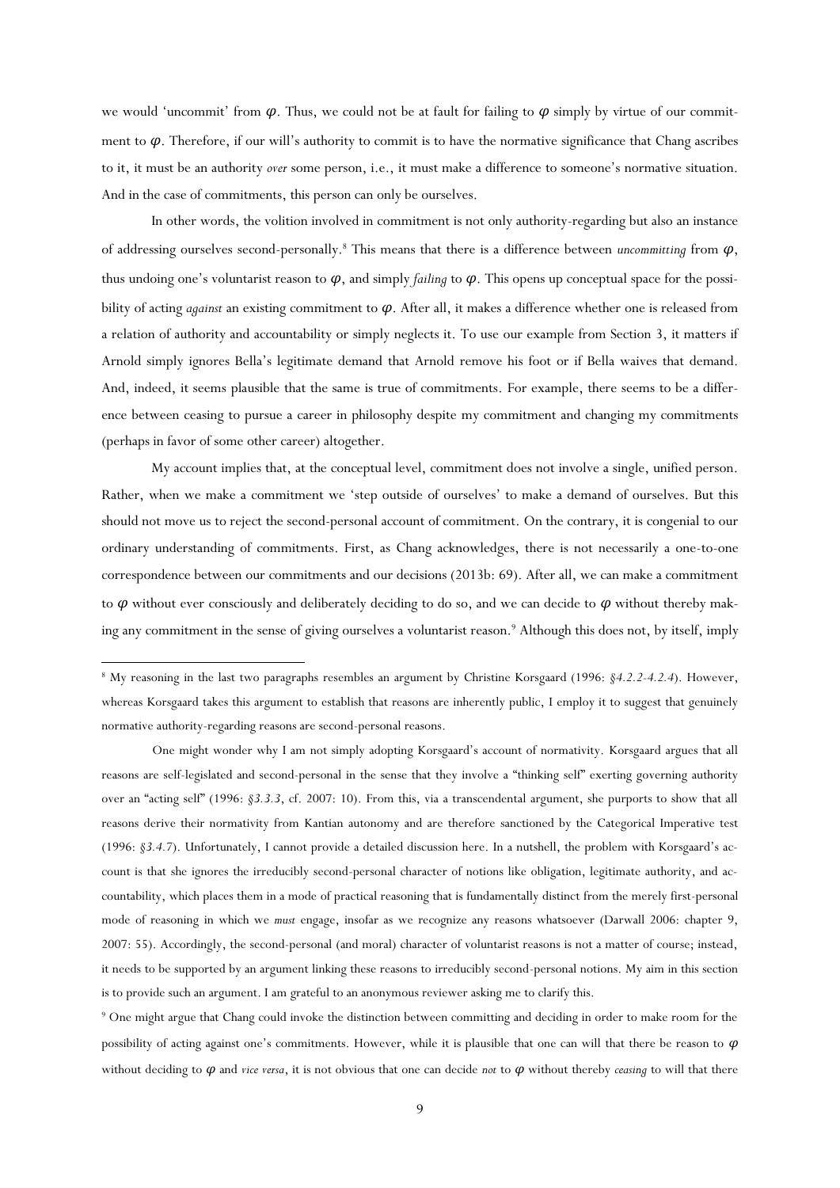we would 'uncommit' from $\varphi$. Thus, we could not be at fault for failing to $\varphi$ simply by virtue of our commitment to $\varphi$. Therefore, if our will's authority to commit is to have the normative significance that Chang ascribes to it, it must be an authority *over* some person, i.e., it must make a difference to someone's normative situation. And in the case of commitments, this person can only be ourselves.

In other words, the volition involved in commitment is not only authority-regarding but also an instance of addressing ourselves second-personally.[8] This means that there is a difference between *uncommitting* from $\varphi$, thus undoing one's voluntarist reason to $\varphi$, and simply *failing* to $\varphi$. This opens up conceptual space for the possibility of acting *against* an existing commitment to $\varphi$. After all, it makes a difference whether one is released from a relation of authority and accountability or simply neglects it. To use our example from Section 3, it matters if Arnold simply ignores Bella's legitimate demand that Arnold remove his foot or if Bella waives that demand. And, indeed, it seems plausible that the same is true of commitments. For example, there seems to be a difference between ceasing to pursue a career in philosophy despite my commitment and changing my commitments (perhaps in favor of some other career) altogether.

My account implies that, at the conceptual level, commitment does not involve a single, unified person. Rather, when we make a commitment we 'step outside of ourselves' to make a demand of ourselves. But this should not move us to reject the second-personal account of commitment. On the contrary, it is congenial to our ordinary understanding of commitments. First, as Chang acknowledges, there is not necessarily a one-to-one correspondence between our commitments and our decisions (2013b: 69). After all, we can make a commitment to $\varphi$ without ever consciously and deliberately deciding to do so, and we can decide to $\varphi$ without thereby making any commitment in the sense of giving ourselves a voluntarist reason.[9] Although this does not, by itself, imply

---

[8] My reasoning in the last two paragraphs resembles an argument by Christine Korsgaard (1996: *§4.2.2-4.2.4*). However, whereas Korsgaard takes this argument to establish that reasons are inherently public, I employ it to suggest that genuinely normative authority-regarding reasons are second-personal reasons.

One might wonder why I am not simply adopting Korsgaard's account of normativity. Korsgaard argues that all reasons are self-legislated and second-personal in the sense that they involve a "thinking self" exerting governing authority over an "acting self" (1996: *§3.3.3*, cf. 2007: 10). From this, via a transcendental argument, she purports to show that all reasons derive their normativity from Kantian autonomy and are therefore sanctioned by the Categorical Imperative test (1996: *§3.4.7*). Unfortunately, I cannot provide a detailed discussion here. In a nutshell, the problem with Korsgaard's account is that she ignores the irreducibly second-personal character of notions like obligation, legitimate authority, and accountability, which places them in a mode of practical reasoning that is fundamentally distinct from the merely first-personal mode of reasoning in which we *must* engage, insofar as we recognize any reasons whatsoever (Darwall 2006: chapter 9, 2007: 55). Accordingly, the second-personal (and moral) character of voluntarist reasons is not a matter of course; instead, it needs to be supported by an argument linking these reasons to irreducibly second-personal notions. My aim in this section is to provide such an argument. I am grateful to an anonymous reviewer asking me to clarify this.

[9] One might argue that Chang could invoke the distinction between committing and deciding in order to make room for the possibility of acting against one's commitments. However, while it is plausible that one can will that there be reason to $\varphi$ without deciding to $\varphi$ and *vice versa*, it is not obvious that one can decide *not* to $\varphi$ without thereby *ceasing* to will that there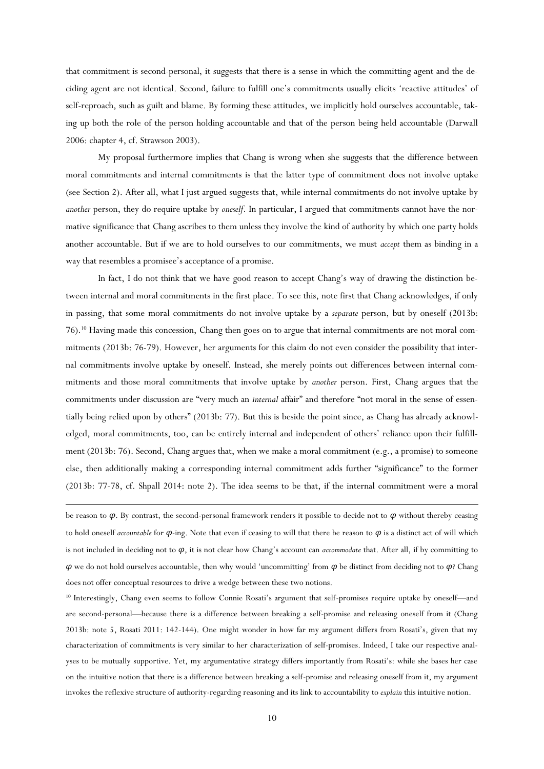that commitment is second-personal, it suggests that there is a sense in which the committing agent and the deciding agent are not identical. Second, failure to fulfill one's commitments usually elicits 'reactive attitudes' of self-reproach, such as guilt and blame. By forming these attitudes, we implicitly hold ourselves accountable, taking up both the role of the person holding accountable and that of the person being held accountable (Darwall 2006: chapter 4, cf. Strawson 2003).

My proposal furthermore implies that Chang is wrong when she suggests that the difference between moral commitments and internal commitments is that the latter type of commitment does not involve uptake (see Section 2). After all, what I just argued suggests that, while internal commitments do not involve uptake by *another* person, they do require uptake by *oneself*. In particular, I argued that commitments cannot have the normative significance that Chang ascribes to them unless they involve the kind of authority by which one party holds another accountable. But if we are to hold ourselves to our commitments, we must *accept* them as binding in a way that resembles a promisee's acceptance of a promise.

In fact, I do not think that we have good reason to accept Chang's way of drawing the distinction between internal and moral commitments in the first place. To see this, note first that Chang acknowledges, if only in passing, that some moral commitments do not involve uptake by a *separate* person, but by oneself (2013b: 76).[10] Having made this concession, Chang then goes on to argue that internal commitments are not moral commitments (2013b: 76-79). However, her arguments for this claim do not even consider the possibility that internal commitments involve uptake by oneself. Instead, she merely points out differences between internal commitments and those moral commitments that involve uptake by *another* person. First, Chang argues that the commitments under discussion are "very much an *internal* affair" and therefore "not moral in the sense of essentially being relied upon by others" (2013b: 77). But this is beside the point since, as Chang has already acknowledged, moral commitments, too, can be entirely internal and independent of others' reliance upon their fulfillment (2013b: 76). Second, Chang argues that, when we make a moral commitment (e.g., a promise) to someone else, then additionally making a corresponding internal commitment adds further "significance" to the former (2013b: 77-78, cf. Shpall 2014: note 2). The idea seems to be that, if the internal commitment were a moral

---

be reason to $\varphi$. By contrast, the second-personal framework renders it possible to decide not to $\varphi$ without thereby ceasing to hold oneself *accountable* for $\varphi$-ing. Note that even if ceasing to will that there be reason to $\varphi$ is a distinct act of will which is not included in deciding not to $\varphi$, it is not clear how Chang's account can *accommodate* that. After all, if by committing to $\varphi$ we do not hold ourselves accountable, then why would 'uncommitting' from $\varphi$ be distinct from deciding not to $\varphi$? Chang does not offer conceptual resources to drive a wedge between these two notions.

[10] Interestingly, Chang even seems to follow Connie Rosati's argument that self-promises require uptake by oneself—and are second-personal—because there is a difference between breaking a self-promise and releasing oneself from it (Chang 2013b: note 5, Rosati 2011: 142-144). One might wonder in how far my argument differs from Rosati's, given that my characterization of commitments is very similar to her characterization of self-promises. Indeed, I take our respective analyses to be mutually supportive. Yet, my argumentative strategy differs importantly from Rosati's: while she bases her case on the intuitive notion that there is a difference between breaking a self-promise and releasing oneself from it, my argument invokes the reflexive structure of authority-regarding reasoning and its link to accountability to *explain* this intuitive notion.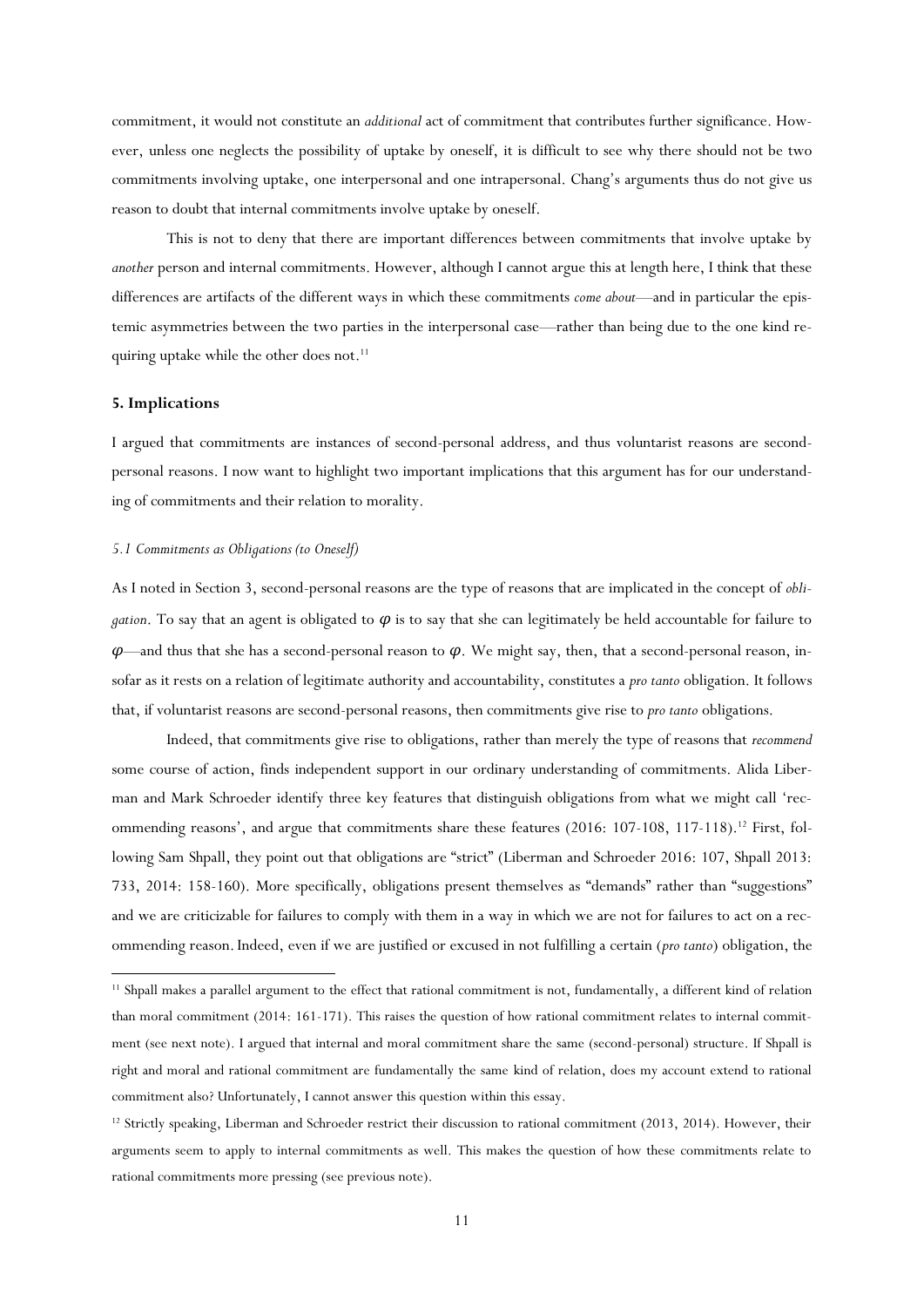commitment, it would not constitute an *additional* act of commitment that contributes further significance. However, unless one neglects the possibility of uptake by oneself, it is difficult to see why there should not be two commitments involving uptake, one interpersonal and one intrapersonal. Chang's arguments thus do not give us reason to doubt that internal commitments involve uptake by oneself.

This is not to deny that there are important differences between commitments that involve uptake by *another* person and internal commitments. However, although I cannot argue this at length here, I think that these differences are artifacts of the different ways in which these commitments *come about*—and in particular the epistemic asymmetries between the two parties in the interpersonal case—rather than being due to the one kind requiring uptake while the other does not.[11]

## 5. Implications

I argued that commitments are instances of second-personal address, and thus voluntarist reasons are second-personal reasons. I now want to highlight two important implications that this argument has for our understanding of commitments and their relation to morality.

### *5.1 Commitments as Obligations (to Oneself)*

As I noted in Section 3, second-personal reasons are the type of reasons that are implicated in the concept of *obligation*. To say that an agent is obligated to $\varphi$ is to say that she can legitimately be held accountable for failure to $\varphi$—and thus that she has a second-personal reason to $\varphi$. We might say, then, that a second-personal reason, insofar as it rests on a relation of legitimate authority and accountability, constitutes a *pro tanto* obligation. It follows that, if voluntarist reasons are second-personal reasons, then commitments give rise to *pro tanto* obligations.

Indeed, that commitments give rise to obligations, rather than merely the type of reasons that *recommend* some course of action, finds independent support in our ordinary understanding of commitments. Alida Liberman and Mark Schroeder identify three key features that distinguish obligations from what we might call 'recommending reasons', and argue that commitments share these features (2016: 107-108, 117-118).[12] First, following Sam Shpall, they point out that obligations are "strict" (Liberman and Schroeder 2016: 107, Shpall 2013: 733, 2014: 158-160). More specifically, obligations present themselves as "demands" rather than "suggestions" and we are criticizable for failures to comply with them in a way in which we are not for failures to act on a recommending reason. Indeed, even if we are justified or excused in not fulfilling a certain (*pro tanto*) obligation, the

---

[11] Shpall makes a parallel argument to the effect that rational commitment is not, fundamentally, a different kind of relation than moral commitment (2014: 161-171). This raises the question of how rational commitment relates to internal commitment (see next note). I argued that internal and moral commitment share the same (second-personal) structure. If Shpall is right and moral and rational commitment are fundamentally the same kind of relation, does my account extend to rational commitment also? Unfortunately, I cannot answer this question within this essay.

[12] Strictly speaking, Liberman and Schroeder restrict their discussion to rational commitment (2013, 2014). However, their arguments seem to apply to internal commitments as well. This makes the question of how these commitments relate to rational commitments more pressing (see previous note).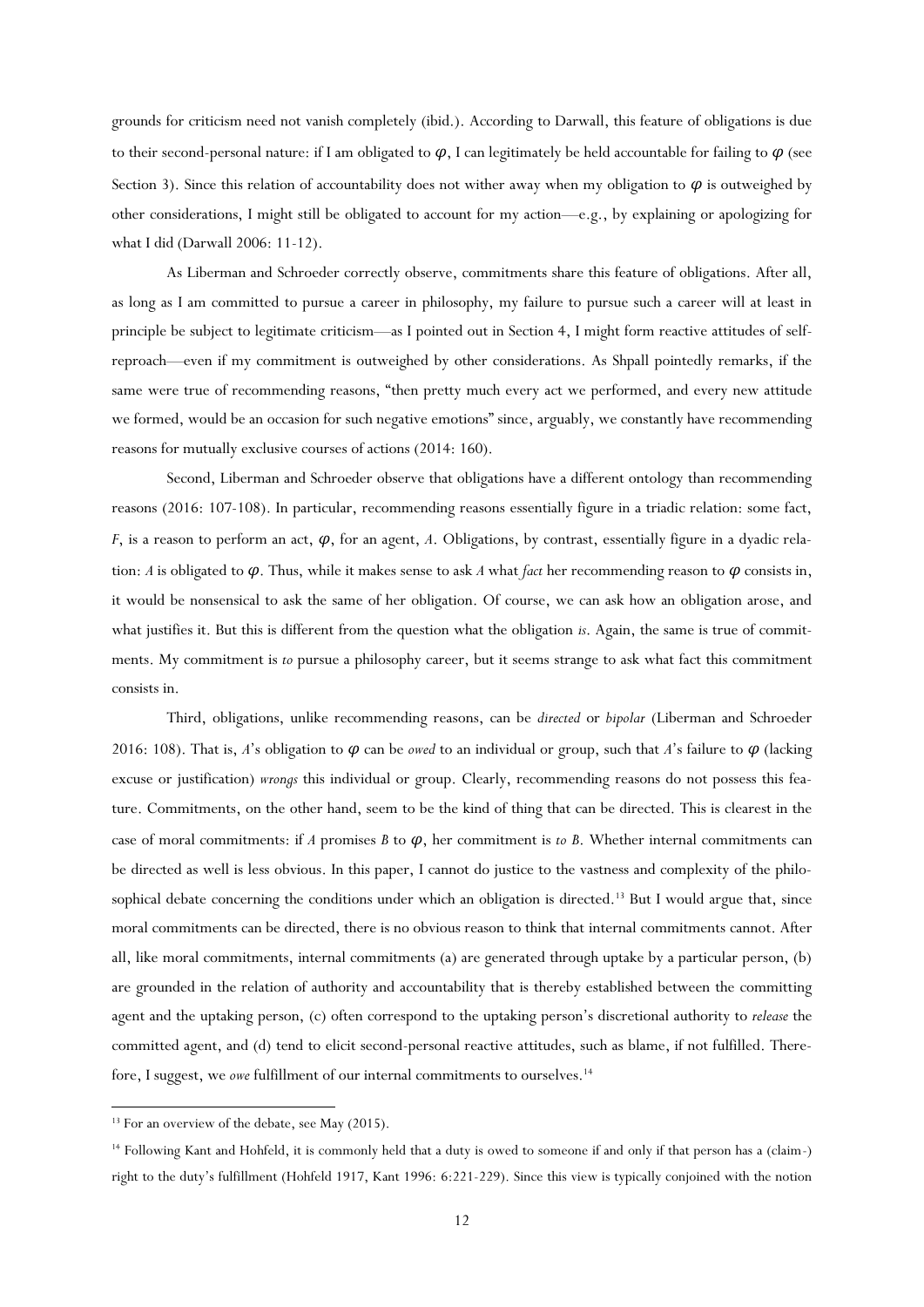grounds for criticism need not vanish completely (ibid.). According to Darwall, this feature of obligations is due to their second-personal nature: if I am obligated to $\varphi$, I can legitimately be held accountable for failing to $\varphi$ (see Section 3). Since this relation of accountability does not wither away when my obligation to $\varphi$ is outweighed by other considerations, I might still be obligated to account for my action—e.g., by explaining or apologizing for what I did (Darwall 2006: 11-12).

As Liberman and Schroeder correctly observe, commitments share this feature of obligations. After all, as long as I am committed to pursue a career in philosophy, my failure to pursue such a career will at least in principle be subject to legitimate criticism—as I pointed out in Section 4, I might form reactive attitudes of self-reproach—even if my commitment is outweighed by other considerations. As Shpall pointedly remarks, if the same were true of recommending reasons, "then pretty much every act we performed, and every new attitude we formed, would be an occasion for such negative emotions" since, arguably, we constantly have recommending reasons for mutually exclusive courses of actions (2014: 160).

Second, Liberman and Schroeder observe that obligations have a different ontology than recommending reasons (2016: 107-108). In particular, recommending reasons essentially figure in a triadic relation: some fact, *F*, is a reason to perform an act, $\varphi$, for an agent, *A*. Obligations, by contrast, essentially figure in a dyadic relation: *A* is obligated to $\varphi$. Thus, while it makes sense to ask *A* what *fact* her recommending reason to $\varphi$ consists in, it would be nonsensical to ask the same of her obligation. Of course, we can ask how an obligation arose, and what justifies it. But this is different from the question what the obligation *is*. Again, the same is true of commitments. My commitment is *to* pursue a philosophy career, but it seems strange to ask what fact this commitment consists in.

Third, obligations, unlike recommending reasons, can be *directed* or *bipolar* (Liberman and Schroeder 2016: 108). That is, *A*'s obligation to $\varphi$ can be *owed* to an individual or group, such that *A*'s failure to $\varphi$ (lacking excuse or justification) *wrongs* this individual or group. Clearly, recommending reasons do not possess this feature. Commitments, on the other hand, seem to be the kind of thing that can be directed. This is clearest in the case of moral commitments: if *A* promises *B* to $\varphi$, her commitment is *to B*. Whether internal commitments can be directed as well is less obvious. In this paper, I cannot do justice to the vastness and complexity of the philosophical debate concerning the conditions under which an obligation is directed.[13] But I would argue that, since moral commitments can be directed, there is no obvious reason to think that internal commitments cannot. After all, like moral commitments, internal commitments (a) are generated through uptake by a particular person, (b) are grounded in the relation of authority and accountability that is thereby established between the committing agent and the uptaking person, (c) often correspond to the uptaking person's discretional authority to *release* the committed agent, and (d) tend to elicit second-personal reactive attitudes, such as blame, if not fulfilled. Therefore, I suggest, we *owe* fulfillment of our internal commitments to ourselves.[14]

[13] For an overview of the debate, see May (2015).

[14] Following Kant and Hohfeld, it is commonly held that a duty is owed to someone if and only if that person has a (claim-) right to the duty's fulfillment (Hohfeld 1917, Kant 1996: 6:221-229). Since this view is typically conjoined with the notion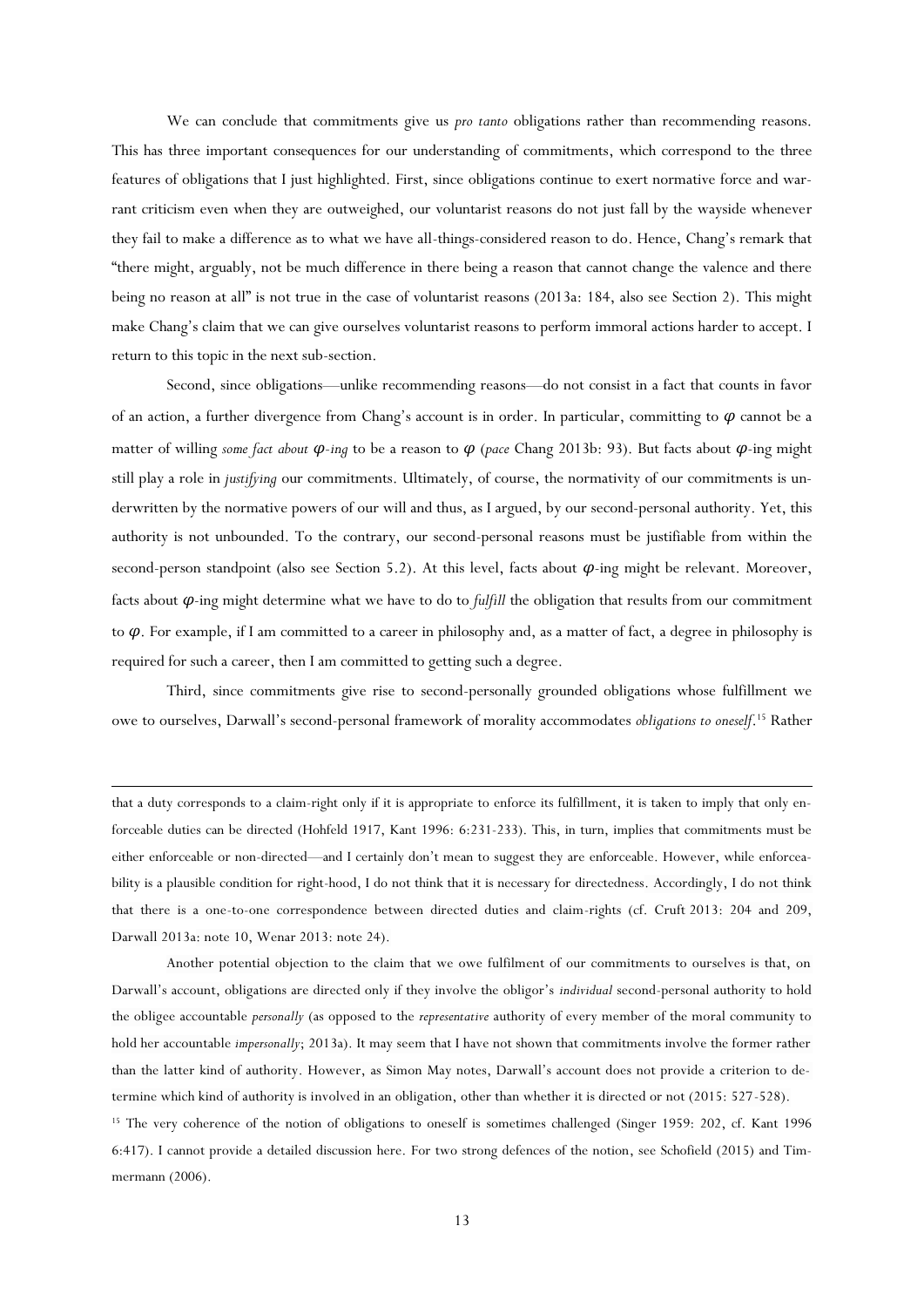We can conclude that commitments give us *pro tanto* obligations rather than recommending reasons. This has three important consequences for our understanding of commitments, which correspond to the three features of obligations that I just highlighted. First, since obligations continue to exert normative force and warrant criticism even when they are outweighed, our voluntarist reasons do not just fall by the wayside whenever they fail to make a difference as to what we have all-things-considered reason to do. Hence, Chang's remark that "there might, arguably, not be much difference in there being a reason that cannot change the valence and there being no reason at all" is not true in the case of voluntarist reasons (2013a: 184, also see Section 2). This might make Chang's claim that we can give ourselves voluntarist reasons to perform immoral actions harder to accept. I return to this topic in the next sub-section.

Second, since obligations—unlike recommending reasons—do not consist in a fact that counts in favor of an action, a further divergence from Chang's account is in order. In particular, committing to $\varphi$ cannot be a matter of willing *some fact about* $\varphi$*-ing* to be a reason to $\varphi$ (*pace* Chang 2013b: 93). But facts about $\varphi$-ing might still play a role in *justifying* our commitments. Ultimately, of course, the normativity of our commitments is underwritten by the normative powers of our will and thus, as I argued, by our second-personal authority. Yet, this authority is not unbounded. To the contrary, our second-personal reasons must be justifiable from within the second-person standpoint (also see Section 5.2). At this level, facts about $\varphi$-ing might be relevant. Moreover, facts about $\varphi$-ing might determine what we have to do to *fulfill* the obligation that results from our commitment to $\varphi$. For example, if I am committed to a career in philosophy and, as a matter of fact, a degree in philosophy is required for such a career, then I am committed to getting such a degree.

Third, since commitments give rise to second-personally grounded obligations whose fulfillment we owe to ourselves, Darwall's second-personal framework of morality accommodates *obligations to oneself*.[15] Rather

---

that a duty corresponds to a claim-right only if it is appropriate to enforce its fulfillment, it is taken to imply that only enforceable duties can be directed (Hohfeld 1917, Kant 1996: 6:231-233). This, in turn, implies that commitments must be either enforceable or non-directed—and I certainly don't mean to suggest they are enforceable. However, while enforceability is a plausible condition for right-hood, I do not think that it is necessary for directedness. Accordingly, I do not think that there is a one-to-one correspondence between directed duties and claim-rights (cf. Cruft 2013: 204 and 209, Darwall 2013a: note 10, Wenar 2013: note 24).

Another potential objection to the claim that we owe fulfilment of our commitments to ourselves is that, on Darwall's account, obligations are directed only if they involve the obligor's *individual* second-personal authority to hold the obligee accountable *personally* (as opposed to the *representative* authority of every member of the moral community to hold her accountable *impersonally*; 2013a). It may seem that I have not shown that commitments involve the former rather than the latter kind of authority. However, as Simon May notes, Darwall's account does not provide a criterion to determine which kind of authority is involved in an obligation, other than whether it is directed or not (2015: 527-528).

[15] The very coherence of the notion of obligations to oneself is sometimes challenged (Singer 1959: 202, cf. Kant 1996 6:417). I cannot provide a detailed discussion here. For two strong defences of the notion, see Schofield (2015) and Timmermann (2006).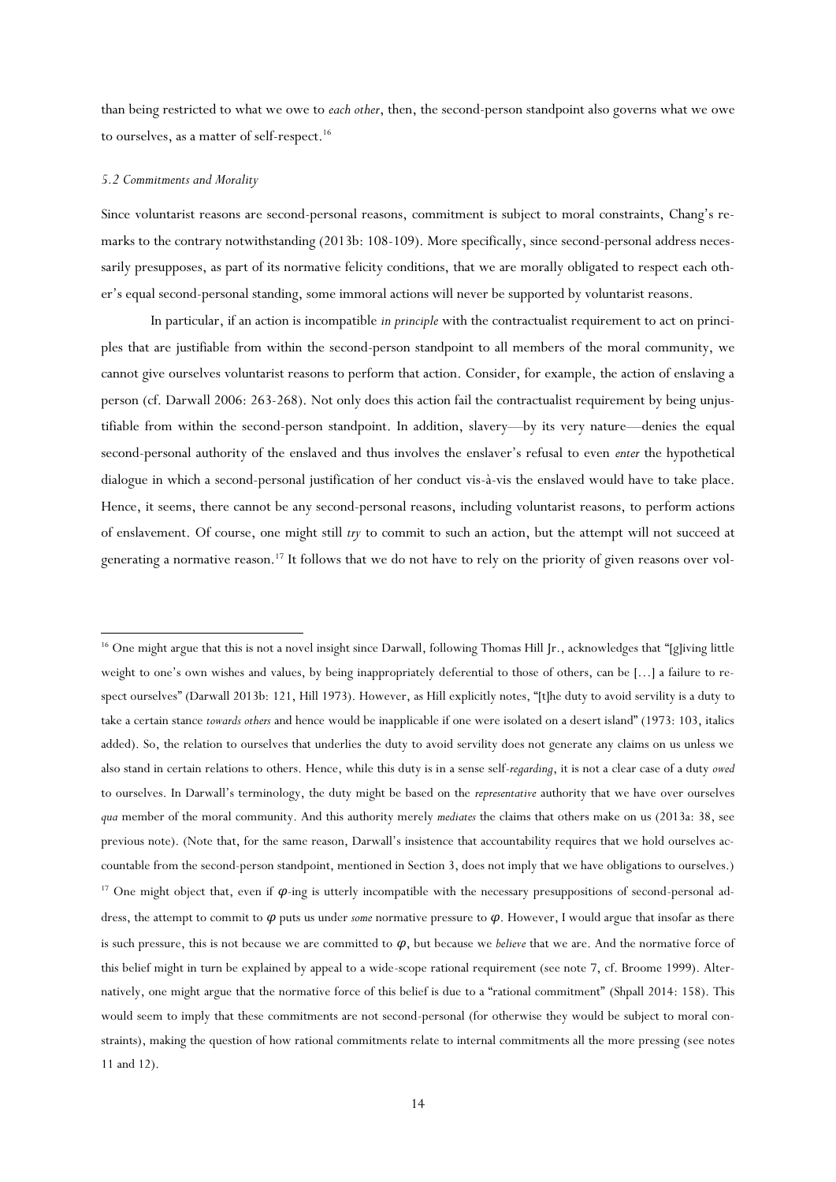than being restricted to what we owe to *each other*, then, the second-person standpoint also governs what we owe to ourselves, as a matter of self-respect.[16]

### *5.2 Commitments and Morality*

Since voluntarist reasons are second-personal reasons, commitment is subject to moral constraints, Chang's remarks to the contrary notwithstanding (2013b: 108-109). More specifically, since second-personal address necessarily presupposes, as part of its normative felicity conditions, that we are morally obligated to respect each other's equal second-personal standing, some immoral actions will never be supported by voluntarist reasons.

In particular, if an action is incompatible *in principle* with the contractualist requirement to act on principles that are justifiable from within the second-person standpoint to all members of the moral community, we cannot give ourselves voluntarist reasons to perform that action. Consider, for example, the action of enslaving a person (cf. Darwall 2006: 263-268). Not only does this action fail the contractualist requirement by being unjustifiable from within the second-person standpoint. In addition, slavery—by its very nature—denies the equal second-personal authority of the enslaved and thus involves the enslaver's refusal to even *enter* the hypothetical dialogue in which a second-personal justification of her conduct vis-à-vis the enslaved would have to take place. Hence, it seems, there cannot be any second-personal reasons, including voluntarist reasons, to perform actions of enslavement. Of course, one might still *try* to commit to such an action, but the attempt will not succeed at generating a normative reason.[17] It follows that we do not have to rely on the priority of given reasons over vol-

---

[16] One might argue that this is not a novel insight since Darwall, following Thomas Hill Jr., acknowledges that "[g]iving little weight to one's own wishes and values, by being inappropriately deferential to those of others, can be […] a failure to respect ourselves" (Darwall 2013b: 121, Hill 1973). However, as Hill explicitly notes, "[t]he duty to avoid servility is a duty to take a certain stance *towards others* and hence would be inapplicable if one were isolated on a desert island" (1973: 103, italics added). So, the relation to ourselves that underlies the duty to avoid servility does not generate any claims on us unless we also stand in certain relations to others. Hence, while this duty is in a sense self-*regarding*, it is not a clear case of a duty *owed* to ourselves. In Darwall's terminology, the duty might be based on the *representative* authority that we have over ourselves *qua* member of the moral community. And this authority merely *mediates* the claims that others make on us (2013a: 38, see previous note). (Note that, for the same reason, Darwall's insistence that accountability requires that we hold ourselves accountable from the second-person standpoint, mentioned in Section 3, does not imply that we have obligations to ourselves.)

[17] One might object that, even if $\varphi$-ing is utterly incompatible with the necessary presuppositions of second-personal address, the attempt to commit to $\varphi$ puts us under *some* normative pressure to $\varphi$. However, I would argue that insofar as there is such pressure, this is not because we are committed to $\varphi$, but because we *believe* that we are. And the normative force of this belief might in turn be explained by appeal to a wide-scope rational requirement (see note 7, cf. Broome 1999). Alternatively, one might argue that the normative force of this belief is due to a "rational commitment" (Shpall 2014: 158). This would seem to imply that these commitments are not second-personal (for otherwise they would be subject to moral constraints), making the question of how rational commitments relate to internal commitments all the more pressing (see notes 11 and 12).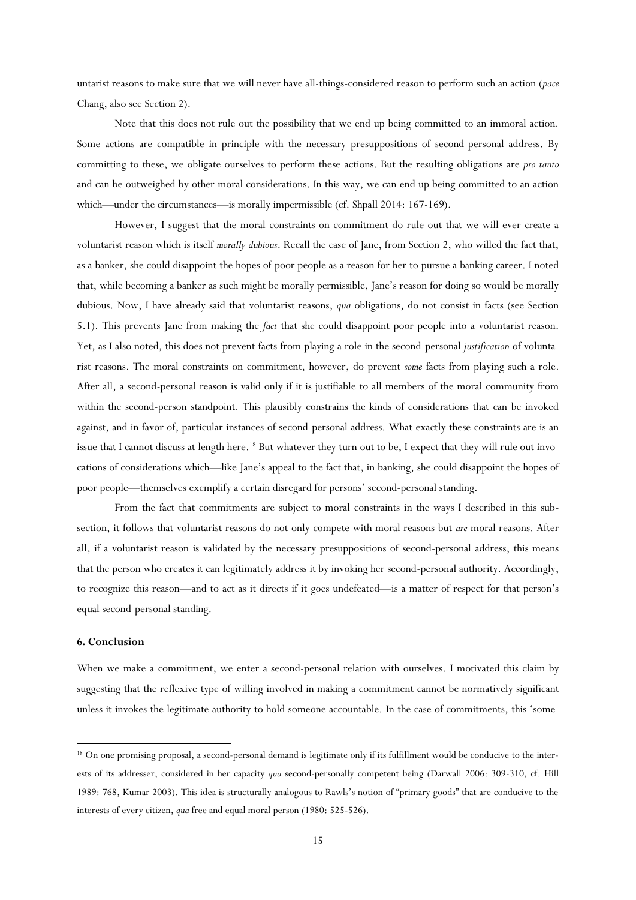untarist reasons to make sure that we will never have all-things-considered reason to perform such an action (*pace* Chang, also see Section 2).

Note that this does not rule out the possibility that we end up being committed to an immoral action. Some actions are compatible in principle with the necessary presuppositions of second-personal address. By committing to these, we obligate ourselves to perform these actions. But the resulting obligations are *pro tanto* and can be outweighed by other moral considerations. In this way, we can end up being committed to an action which—under the circumstances—is morally impermissible (cf. Shpall 2014: 167-169).

However, I suggest that the moral constraints on commitment do rule out that we will ever create a voluntarist reason which is itself *morally dubious*. Recall the case of Jane, from Section 2, who willed the fact that, as a banker, she could disappoint the hopes of poor people as a reason for her to pursue a banking career. I noted that, while becoming a banker as such might be morally permissible, Jane's reason for doing so would be morally dubious. Now, I have already said that voluntarist reasons, *qua* obligations, do not consist in facts (see Section 5.1). This prevents Jane from making the *fact* that she could disappoint poor people into a voluntarist reason. Yet, as I also noted, this does not prevent facts from playing a role in the second-personal *justification* of voluntarist reasons. The moral constraints on commitment, however, do prevent *some* facts from playing such a role. After all, a second-personal reason is valid only if it is justifiable to all members of the moral community from within the second-person standpoint. This plausibly constrains the kinds of considerations that can be invoked against, and in favor of, particular instances of second-personal address. What exactly these constraints are is an issue that I cannot discuss at length here.[18] But whatever they turn out to be, I expect that they will rule out invocations of considerations which—like Jane's appeal to the fact that, in banking, she could disappoint the hopes of poor people—themselves exemplify a certain disregard for persons' second-personal standing.

From the fact that commitments are subject to moral constraints in the ways I described in this subsection, it follows that voluntarist reasons do not only compete with moral reasons but *are* moral reasons. After all, if a voluntarist reason is validated by the necessary presuppositions of second-personal address, this means that the person who creates it can legitimately address it by invoking her second-personal authority. Accordingly, to recognize this reason—and to act as it directs if it goes undefeated—is a matter of respect for that person's equal second-personal standing.

## 6. Conclusion

When we make a commitment, we enter a second-personal relation with ourselves. I motivated this claim by suggesting that the reflexive type of willing involved in making a commitment cannot be normatively significant unless it invokes the legitimate authority to hold someone accountable. In the case of commitments, this 'some-

[18] On one promising proposal, a second-personal demand is legitimate only if its fulfillment would be conducive to the interests of its addresser, considered in her capacity *qua* second-personally competent being (Darwall 2006: 309-310, cf. Hill 1989: 768, Kumar 2003). This idea is structurally analogous to Rawls's notion of "primary goods" that are conducive to the interests of every citizen, *qua* free and equal moral person (1980: 525-526).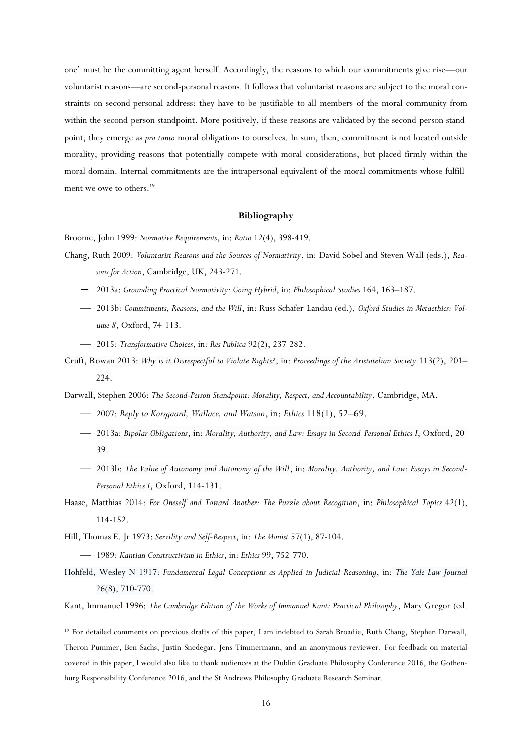one' must be the committing agent herself. Accordingly, the reasons to which our commitments give rise—our voluntarist reasons—are second-personal reasons. It follows that voluntarist reasons are subject to the moral constraints on second-personal address: they have to be justifiable to all members of the moral community from within the second-person standpoint. More positively, if these reasons are validated by the second-person standpoint, they emerge as *pro tanto* moral obligations to ourselves. In sum, then, commitment is not located outside morality, providing reasons that potentially compete with moral considerations, but placed firmly within the moral domain. Internal commitments are the intrapersonal equivalent of the moral commitments whose fulfillment we owe to others.[19]

## Bibliography

Broome, John 1999: *Normative Requirements*, in: *Ratio* 12(4), 398-419.

Chang, Ruth 2009: *Voluntarist Reasons and the Sources of Normativity*, in: David Sobel and Steven Wall (eds.), *Reasons for Action*, Cambridge, UK, 243-271.

— 2013a: *Grounding Practical Normativity: Going Hybrid*, in: *Philosophical Studies* 164, 163–187.

— 2013b: *Commitments, Reasons, and the Will*, in: Russ Schafer-Landau (ed.), *Oxford Studies in Metaethics: Volume 8*, Oxford, 74-113.

— 2015: *Transformative Choices*, in: *Res Publica* 92(2), 237-282.

Cruft, Rowan 2013: *Why is it Disrespectful to Violate Rights?*, in: *Proceedings of the Aristotelian Society* 113(2), 201–224.

Darwall, Stephen 2006: *The Second-Person Standpoint: Morality, Respect, and Accountability*, Cambridge, MA.

— 2007: *Reply to Korsgaard, Wallace, and Watson*, in: *Ethics* 118(1), 52–69.

— 2013a: *Bipolar Obligations*, in: *Morality, Authority, and Law: Essays in Second-Personal Ethics I*, Oxford, 20-39.

— 2013b: *The Value of Autonomy and Autonomy of the Will*, in: *Morality, Authority, and Law: Essays in Second-Personal Ethics I*, Oxford, 114-131.

Haase, Matthias 2014: *For Oneself and Toward Another: The Puzzle about Recogition*, in: *Philosophical Topics* 42(1), 114-152.

Hill, Thomas E. Jr 1973: *Servility and Self-Respect*, in: *The Monist* 57(1), 87-104.

— 1989: *Kantian Constructivism in Ethics*, in: *Ethics* 99, 752-770.

Hohfeld, Wesley N 1917: *Fundamental Legal Conceptions as Applied in Judicial Reasoning*, in: *The Yale Law Journal* 26(8), 710-770.

Kant, Immanuel 1996: *The Cambridge Edition of the Works of Immanuel Kant: Practical Philosophy*, Mary Gregor (ed.

---

[19] For detailed comments on previous drafts of this paper, I am indebted to Sarah Broadie, Ruth Chang, Stephen Darwall, Theron Pummer, Ben Sachs, Justin Snedegar, Jens Timmermann, and an anonymous reviewer. For feedback on material covered in this paper, I would also like to thank audiences at the Dublin Graduate Philosophy Conference 2016, the Gothenburg Responsibility Conference 2016, and the St Andrews Philosophy Graduate Research Seminar.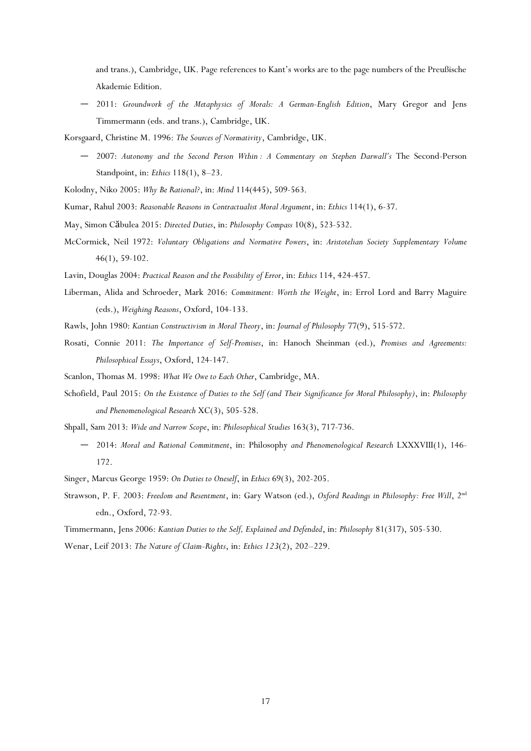and trans.), Cambridge, UK. Page references to Kant's works are to the page numbers of the Preußische Akademie Edition.

— 2011: *Groundwork of the Metaphysics of Morals: A German-English Edition*, Mary Gregor and Jens Timmermann (eds. and trans.), Cambridge, UK.

Korsgaard, Christine M. 1996: *The Sources of Normativity*, Cambridge, UK.

— 2007: *Autonomy and the Second Person Wthin : A Commentary on Stephen Darwall's* The Second-Person Standpoint, in: *Ethics* 118(1), 8–23.

Kolodny, Niko 2005: *Why Be Rational?*, in: *Mind* 114(445), 509-563.

Kumar, Rahul 2003: *Reasonable Reasons in Contractualist Moral Argument*, in: *Ethics* 114(1), 6-37.

May, Simon Căbulea 2015: *Directed Duties*, in: *Philosophy Compass* 10(8), 523-532.

McCormick, Neil 1972: *Voluntary Obligations and Normative Powers*, in: *Aristotelian Society Supplementary Volume* 46(1), 59-102.

Lavin, Douglas 2004: *Practical Reason and the Possibility of Error*, in: *Ethics* 114, 424-457.

Liberman, Alida and Schroeder, Mark 2016: *Commitment: Worth the Weight*, in: Errol Lord and Barry Maguire (eds.), *Weighing Reasons*, Oxford, 104-133.

Rawls, John 1980: *Kantian Constructivism in Moral Theory*, in: *Journal of Philosophy* 77(9), 515-572.

Rosati, Connie 2011: *The Importance of Self-Promises*, in: Hanoch Sheinman (ed.), *Promises and Agreements: Philosophical Essays*, Oxford, 124-147.

Scanlon, Thomas M. 1998: *What We Owe to Each Other*, Cambridge, MA.

Schofield, Paul 2015: *On the Existence of Duties to the Self (and Their Significance for Moral Philosophy)*, in: *Philosophy and Phenomenological Research* XC(3), 505-528.

Shpall, Sam 2013: *Wide and Narrow Scope*, in: *Philosophical Studies* 163(3), 717-736.

— 2014: *Moral and Rational Commitment*, in: Philosophy *and Phenomenological Research* LXXXVIII(1), 146-172.

Singer, Marcus George 1959: *On Duties to Oneself*, in *Ethics* 69(3), 202-205.

Strawson, P. F. 2003: *Freedom and Resentment*, in: Gary Watson (ed.), *Oxford Readings in Philosophy: Free Will*, 2nd edn., Oxford, 72-93.

Timmermann, Jens 2006: *Kantian Duties to the Self, Explained and Defended*, in: *Philosophy* 81(317), 505-530.

Wenar, Leif 2013: *The Nature of Claim-Rights*, in: *Ethics 123*(2), 202–229.